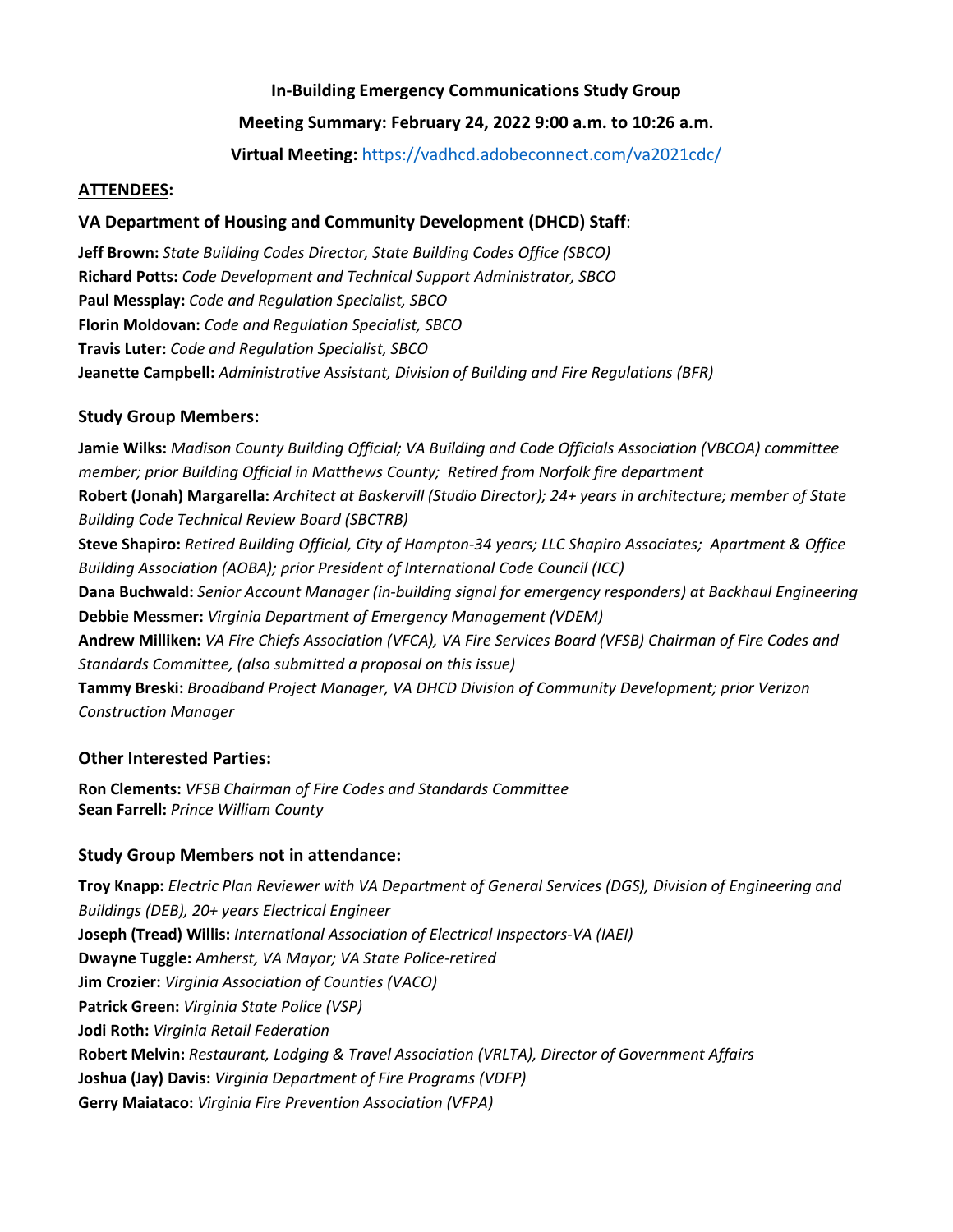**In-Building Emergency Communications Study Group**

**Meeting Summary: February 24, 2022 9:00 a.m. to 10:26 a.m.**

**Virtual Meeting:** https://vadhcd.adobeconnect.com/va2021cdc/

## ATTENDEES:

### VA Department of Housing and Community Development (DHCD) Staff:

**Jeff Brown:** *State Building Codes Director, State Building Codes Office (SBCO)*
**Richard Potts:** *Code Development and Technical Support Administrator, SBCO*
**Paul Messplay:** *Code and Regulation Specialist, SBCO*
**Florin Moldovan:** *Code and Regulation Specialist, SBCO*
**Travis Luter:** *Code and Regulation Specialist, SBCO*
**Jeanette Campbell:** *Administrative Assistant, Division of Building and Fire Regulations (BFR)*

### Study Group Members:

**Jamie Wilks:** *Madison County Building Official; VA Building and Code Officials Association (VBCOA) committee member; prior Building Official in Matthews County; Retired from Norfolk fire department*
**Robert (Jonah) Margarella:** *Architect at Baskervill (Studio Director); 24+ years in architecture; member of State Building Code Technical Review Board (SBCTRB)*
**Steve Shapiro:** *Retired Building Official, City of Hampton-34 years; LLC Shapiro Associates; Apartment & Office Building Association (AOBA); prior President of International Code Council (ICC)*
**Dana Buchwald:** *Senior Account Manager (in-building signal for emergency responders) at Backhaul Engineering*
**Debbie Messmer:** *Virginia Department of Emergency Management (VDEM)*
**Andrew Milliken:** *VA Fire Chiefs Association (VFCA), VA Fire Services Board (VFSB) Chairman of Fire Codes and Standards Committee, (also submitted a proposal on this issue)*
**Tammy Breski:** *Broadband Project Manager, VA DHCD Division of Community Development; prior Verizon Construction Manager*

### Other Interested Parties:

**Ron Clements:** *VFSB Chairman of Fire Codes and Standards Committee*
**Sean Farrell:** *Prince William County*

### Study Group Members not in attendance:

**Troy Knapp:** *Electric Plan Reviewer with VA Department of General Services (DGS), Division of Engineering and Buildings (DEB), 20+ years Electrical Engineer*
**Joseph (Tread) Willis:** *International Association of Electrical Inspectors-VA (IAEI)*
**Dwayne Tuggle:** *Amherst, VA Mayor; VA State Police-retired*
**Jim Crozier:** *Virginia Association of Counties (VACO)*
**Patrick Green:** *Virginia State Police (VSP)*
**Jodi Roth:** *Virginia Retail Federation*
**Robert Melvin:** *Restaurant, Lodging & Travel Association (VRLTA), Director of Government Affairs*
**Joshua (Jay) Davis:** *Virginia Department of Fire Programs (VDFP)*
**Gerry Maiataco:** *Virginia Fire Prevention Association (VFPA)*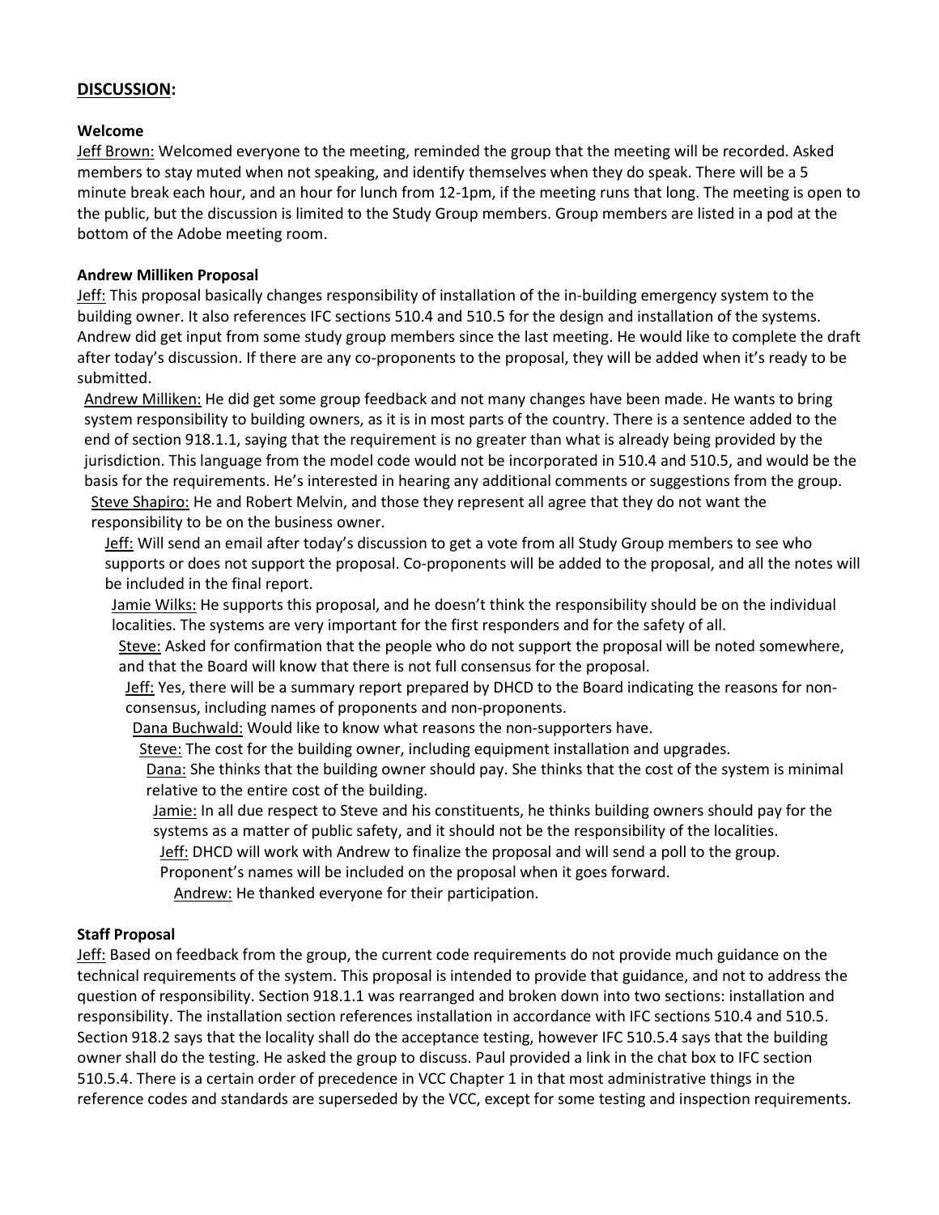## DISCUSSION:

**Welcome**

Jeff Brown: Welcomed everyone to the meeting, reminded the group that the meeting will be recorded. Asked members to stay muted when not speaking, and identify themselves when they do speak. There will be a 5 minute break each hour, and an hour for lunch from 12-1pm, if the meeting runs that long. The meeting is open to the public, but the discussion is limited to the Study Group members. Group members are listed in a pod at the bottom of the Adobe meeting room.

**Andrew Milliken Proposal**

Jeff: This proposal basically changes responsibility of installation of the in-building emergency system to the building owner. It also references IFC sections 510.4 and 510.5 for the design and installation of the systems. Andrew did get input from some study group members since the last meeting. He would like to complete the draft after today's discussion. If there are any co-proponents to the proposal, they will be added when it's ready to be submitted.

Andrew Milliken: He did get some group feedback and not many changes have been made. He wants to bring system responsibility to building owners, as it is in most parts of the country. There is a sentence added to the end of section 918.1.1, saying that the requirement is no greater than what is already being provided by the jurisdiction. This language from the model code would not be incorporated in 510.4 and 510.5, and would be the basis for the requirements. He's interested in hearing any additional comments or suggestions from the group.

Steve Shapiro: He and Robert Melvin, and those they represent all agree that they do not want the responsibility to be on the business owner.

Jeff: Will send an email after today's discussion to get a vote from all Study Group members to see who supports or does not support the proposal. Co-proponents will be added to the proposal, and all the notes will be included in the final report.

Jamie Wilks: He supports this proposal, and he doesn't think the responsibility should be on the individual localities. The systems are very important for the first responders and for the safety of all.

Steve: Asked for confirmation that the people who do not support the proposal will be noted somewhere, and that the Board will know that there is not full consensus for the proposal.

Jeff: Yes, there will be a summary report prepared by DHCD to the Board indicating the reasons for non-consensus, including names of proponents and non-proponents.

Dana Buchwald: Would like to know what reasons the non-supporters have.

Steve: The cost for the building owner, including equipment installation and upgrades.

Dana: She thinks that the building owner should pay. She thinks that the cost of the system is minimal relative to the entire cost of the building.

Jamie: In all due respect to Steve and his constituents, he thinks building owners should pay for the systems as a matter of public safety, and it should not be the responsibility of the localities.

Jeff: DHCD will work with Andrew to finalize the proposal and will send a poll to the group. Proponent's names will be included on the proposal when it goes forward.

Andrew: He thanked everyone for their participation.

**Staff Proposal**

Jeff: Based on feedback from the group, the current code requirements do not provide much guidance on the technical requirements of the system. This proposal is intended to provide that guidance, and not to address the question of responsibility. Section 918.1.1 was rearranged and broken down into two sections: installation and responsibility. The installation section references installation in accordance with IFC sections 510.4 and 510.5. Section 918.2 says that the locality shall do the acceptance testing, however IFC 510.5.4 says that the building owner shall do the testing. He asked the group to discuss. Paul provided a link in the chat box to IFC section 510.5.4. There is a certain order of precedence in VCC Chapter 1 in that most administrative things in the reference codes and standards are superseded by the VCC, except for some testing and inspection requirements.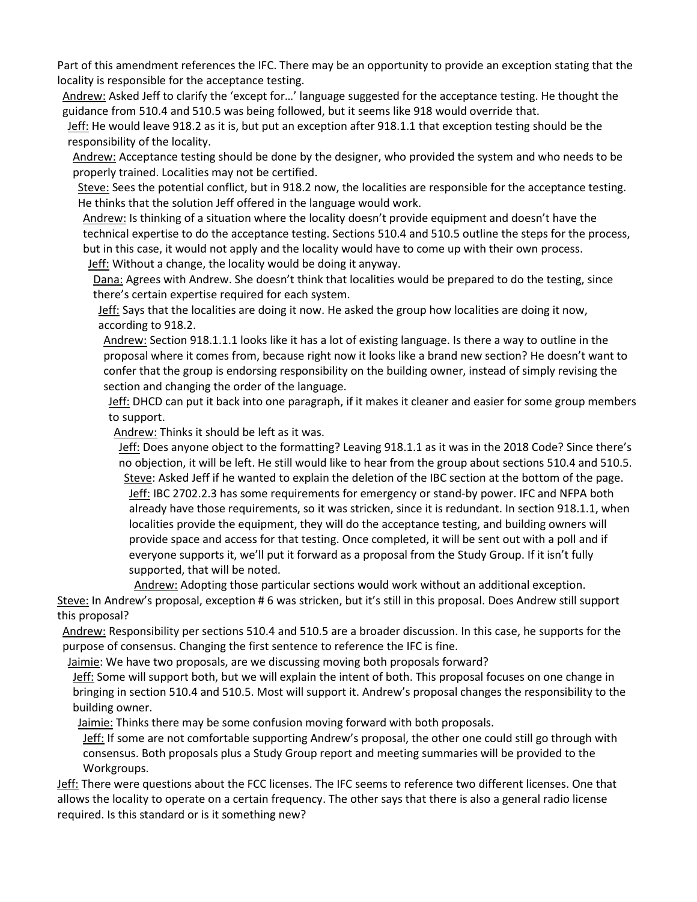Part of this amendment references the IFC. There may be an opportunity to provide an exception stating that the locality is responsible for the acceptance testing.

Andrew: Asked Jeff to clarify the 'except for…' language suggested for the acceptance testing. He thought the guidance from 510.4 and 510.5 was being followed, but it seems like 918 would override that.

Jeff: He would leave 918.2 as it is, but put an exception after 918.1.1 that exception testing should be the responsibility of the locality.

Andrew: Acceptance testing should be done by the designer, who provided the system and who needs to be properly trained. Localities may not be certified.

Steve: Sees the potential conflict, but in 918.2 now, the localities are responsible for the acceptance testing. He thinks that the solution Jeff offered in the language would work.

Andrew: Is thinking of a situation where the locality doesn't provide equipment and doesn't have the technical expertise to do the acceptance testing. Sections 510.4 and 510.5 outline the steps for the process, but in this case, it would not apply and the locality would have to come up with their own process.

Jeff: Without a change, the locality would be doing it anyway.

Dana: Agrees with Andrew. She doesn't think that localities would be prepared to do the testing, since there's certain expertise required for each system.

Jeff: Says that the localities are doing it now. He asked the group how localities are doing it now, according to 918.2.

Andrew: Section 918.1.1.1 looks like it has a lot of existing language. Is there a way to outline in the proposal where it comes from, because right now it looks like a brand new section? He doesn't want to confer that the group is endorsing responsibility on the building owner, instead of simply revising the section and changing the order of the language.

Jeff: DHCD can put it back into one paragraph, if it makes it cleaner and easier for some group members to support.

Andrew: Thinks it should be left as it was.

Jeff: Does anyone object to the formatting? Leaving 918.1.1 as it was in the 2018 Code? Since there's no objection, it will be left. He still would like to hear from the group about sections 510.4 and 510.5.

Steve: Asked Jeff if he wanted to explain the deletion of the IBC section at the bottom of the page.

Jeff: IBC 2702.2.3 has some requirements for emergency or stand-by power. IFC and NFPA both already have those requirements, so it was stricken, since it is redundant. In section 918.1.1, when localities provide the equipment, they will do the acceptance testing, and building owners will provide space and access for that testing. Once completed, it will be sent out with a poll and if everyone supports it, we'll put it forward as a proposal from the Study Group. If it isn't fully supported, that will be noted.

Andrew: Adopting those particular sections would work without an additional exception.

Steve: In Andrew's proposal, exception # 6 was stricken, but it's still in this proposal. Does Andrew still support this proposal?

Andrew: Responsibility per sections 510.4 and 510.5 are a broader discussion. In this case, he supports for the purpose of consensus. Changing the first sentence to reference the IFC is fine.

Jaimie: We have two proposals, are we discussing moving both proposals forward?

Jeff: Some will support both, but we will explain the intent of both. This proposal focuses on one change in bringing in section 510.4 and 510.5. Most will support it. Andrew's proposal changes the responsibility to the building owner.

Jaimie: Thinks there may be some confusion moving forward with both proposals.

Jeff: If some are not comfortable supporting Andrew's proposal, the other one could still go through with consensus. Both proposals plus a Study Group report and meeting summaries will be provided to the Workgroups.

Jeff: There were questions about the FCC licenses. The IFC seems to reference two different licenses. One that allows the locality to operate on a certain frequency. The other says that there is also a general radio license required. Is this standard or is it something new?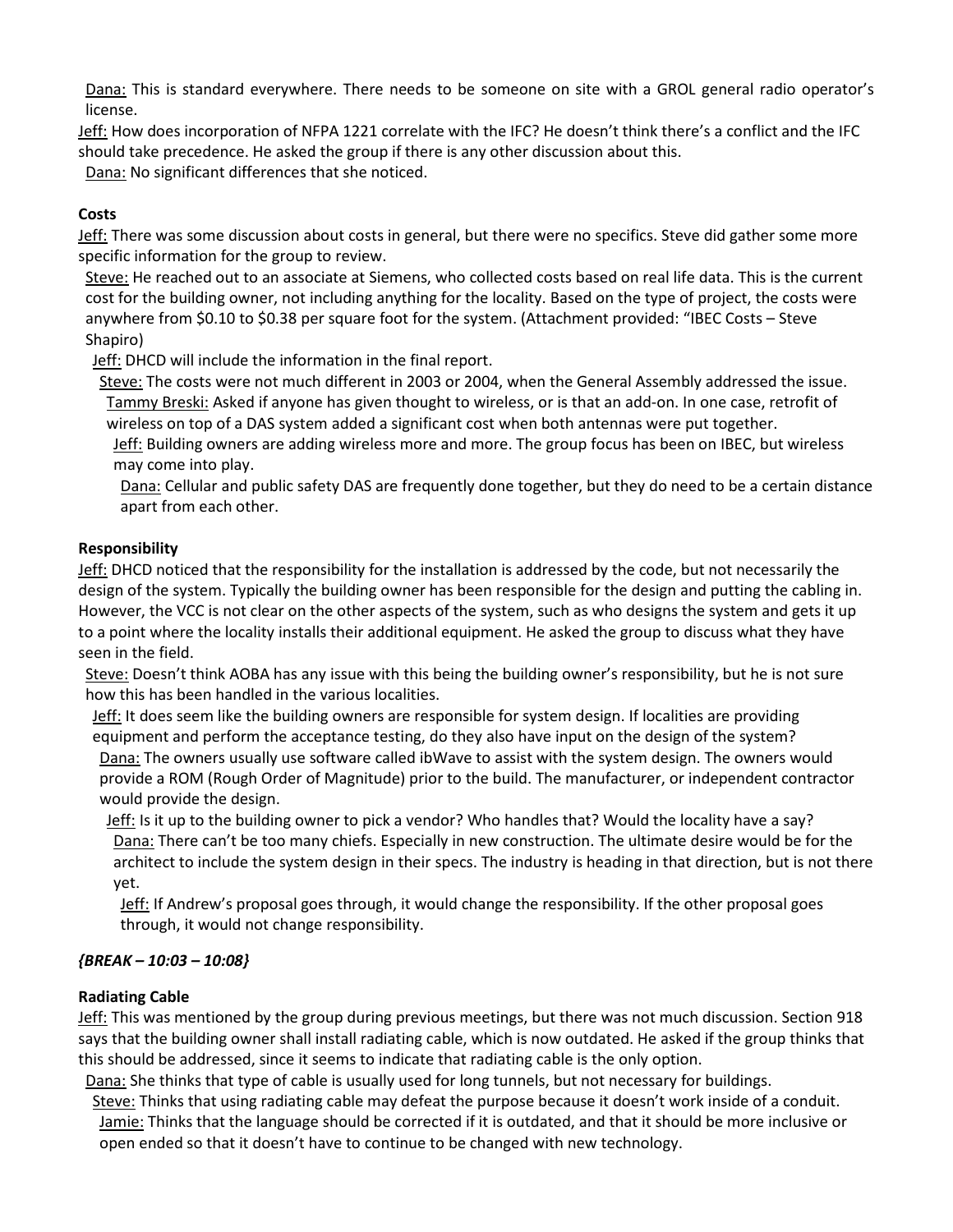Dana: This is standard everywhere. There needs to be someone on site with a GROL general radio operator's license.

Jeff: How does incorporation of NFPA 1221 correlate with the IFC? He doesn't think there's a conflict and the IFC should take precedence. He asked the group if there is any other discussion about this.

Dana: No significant differences that she noticed.

**Costs**

Jeff: There was some discussion about costs in general, but there were no specifics. Steve did gather some more specific information for the group to review.

Steve: He reached out to an associate at Siemens, who collected costs based on real life data. This is the current cost for the building owner, not including anything for the locality. Based on the type of project, the costs were anywhere from $0.10 to $0.38 per square foot for the system. (Attachment provided: "IBEC Costs – Steve Shapiro)

Jeff: DHCD will include the information in the final report.

Steve: The costs were not much different in 2003 or 2004, when the General Assembly addressed the issue.

Tammy Breski: Asked if anyone has given thought to wireless, or is that an add-on. In one case, retrofit of wireless on top of a DAS system added a significant cost when both antennas were put together.

Jeff: Building owners are adding wireless more and more. The group focus has been on IBEC, but wireless may come into play.

Dana: Cellular and public safety DAS are frequently done together, but they do need to be a certain distance apart from each other.

**Responsibility**

Jeff: DHCD noticed that the responsibility for the installation is addressed by the code, but not necessarily the design of the system. Typically the building owner has been responsible for the design and putting the cabling in. However, the VCC is not clear on the other aspects of the system, such as who designs the system and gets it up to a point where the locality installs their additional equipment. He asked the group to discuss what they have seen in the field.

Steve: Doesn't think AOBA has any issue with this being the building owner's responsibility, but he is not sure how this has been handled in the various localities.

Jeff: It does seem like the building owners are responsible for system design. If localities are providing equipment and perform the acceptance testing, do they also have input on the design of the system?

Dana: The owners usually use software called ibWave to assist with the system design. The owners would provide a ROM (Rough Order of Magnitude) prior to the build. The manufacturer, or independent contractor would provide the design.

Jeff: Is it up to the building owner to pick a vendor? Who handles that? Would the locality have a say?

Dana: There can't be too many chiefs. Especially in new construction. The ultimate desire would be for the architect to include the system design in their specs. The industry is heading in that direction, but is not there yet.

Jeff: If Andrew's proposal goes through, it would change the responsibility. If the other proposal goes through, it would not change responsibility.

***{BREAK – 10:03 – 10:08}***

**Radiating Cable**

Jeff: This was mentioned by the group during previous meetings, but there was not much discussion. Section 918 says that the building owner shall install radiating cable, which is now outdated. He asked if the group thinks that this should be addressed, since it seems to indicate that radiating cable is the only option.

Dana: She thinks that type of cable is usually used for long tunnels, but not necessary for buildings.

Steve: Thinks that using radiating cable may defeat the purpose because it doesn't work inside of a conduit.

Jamie: Thinks that the language should be corrected if it is outdated, and that it should be more inclusive or open ended so that it doesn't have to continue to be changed with new technology.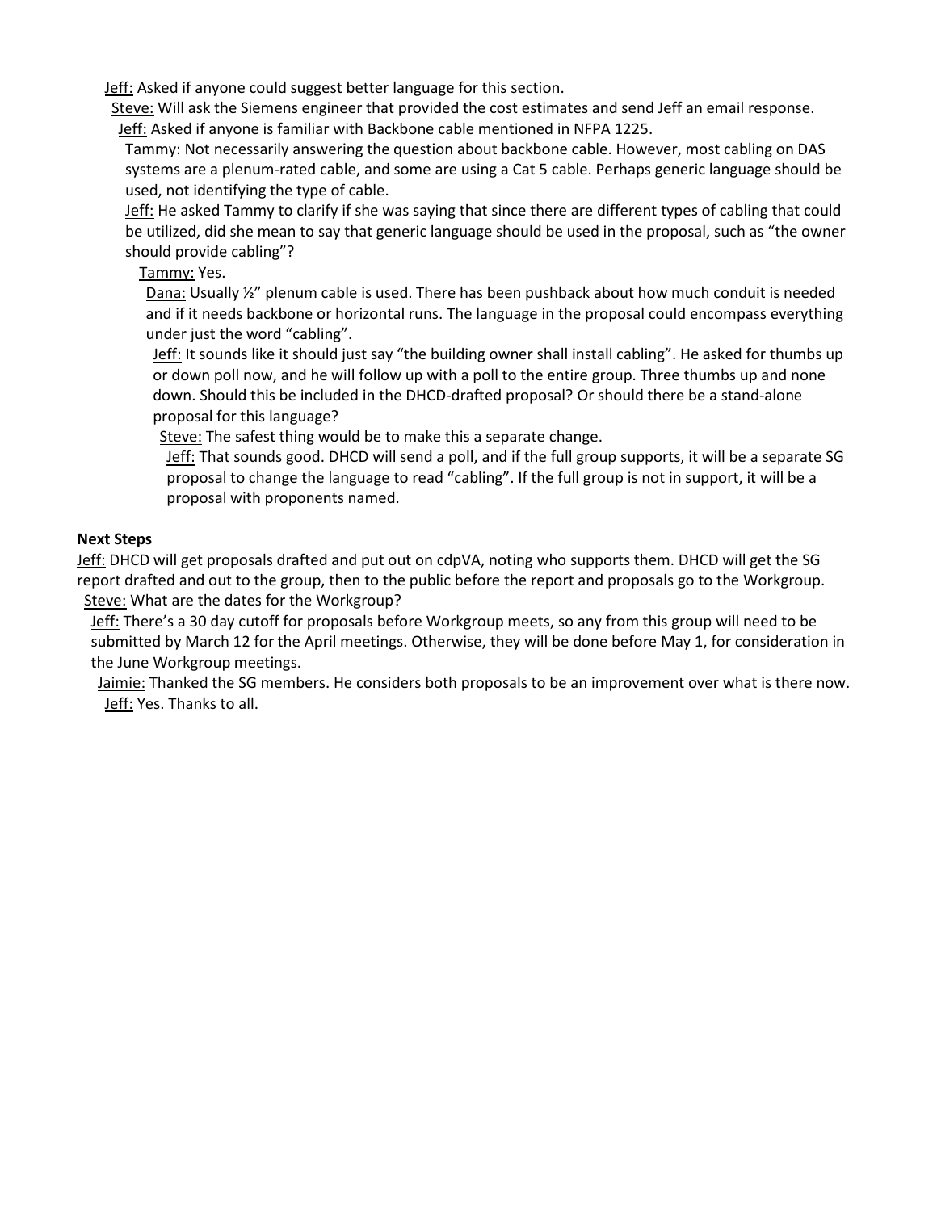Jeff: Asked if anyone could suggest better language for this section.

Steve: Will ask the Siemens engineer that provided the cost estimates and send Jeff an email response.

Jeff: Asked if anyone is familiar with Backbone cable mentioned in NFPA 1225.

Tammy: Not necessarily answering the question about backbone cable. However, most cabling on DAS systems are a plenum-rated cable, and some are using a Cat 5 cable. Perhaps generic language should be used, not identifying the type of cable.

Jeff: He asked Tammy to clarify if she was saying that since there are different types of cabling that could be utilized, did she mean to say that generic language should be used in the proposal, such as "the owner should provide cabling"?

Tammy: Yes.

Dana: Usually ½" plenum cable is used. There has been pushback about how much conduit is needed and if it needs backbone or horizontal runs. The language in the proposal could encompass everything under just the word "cabling".

Jeff: It sounds like it should just say "the building owner shall install cabling". He asked for thumbs up or down poll now, and he will follow up with a poll to the entire group. Three thumbs up and none down. Should this be included in the DHCD-drafted proposal? Or should there be a stand-alone proposal for this language?

Steve: The safest thing would be to make this a separate change.

Jeff: That sounds good. DHCD will send a poll, and if the full group supports, it will be a separate SG proposal to change the language to read "cabling". If the full group is not in support, it will be a proposal with proponents named.

**Next Steps**

Jeff: DHCD will get proposals drafted and put out on cdpVA, noting who supports them. DHCD will get the SG report drafted and out to the group, then to the public before the report and proposals go to the Workgroup.

Steve: What are the dates for the Workgroup?

Jeff: There's a 30 day cutoff for proposals before Workgroup meets, so any from this group will need to be submitted by March 12 for the April meetings. Otherwise, they will be done before May 1, for consideration in the June Workgroup meetings.

Jaimie: Thanked the SG members. He considers both proposals to be an improvement over what is there now.

Jeff: Yes. Thanks to all.